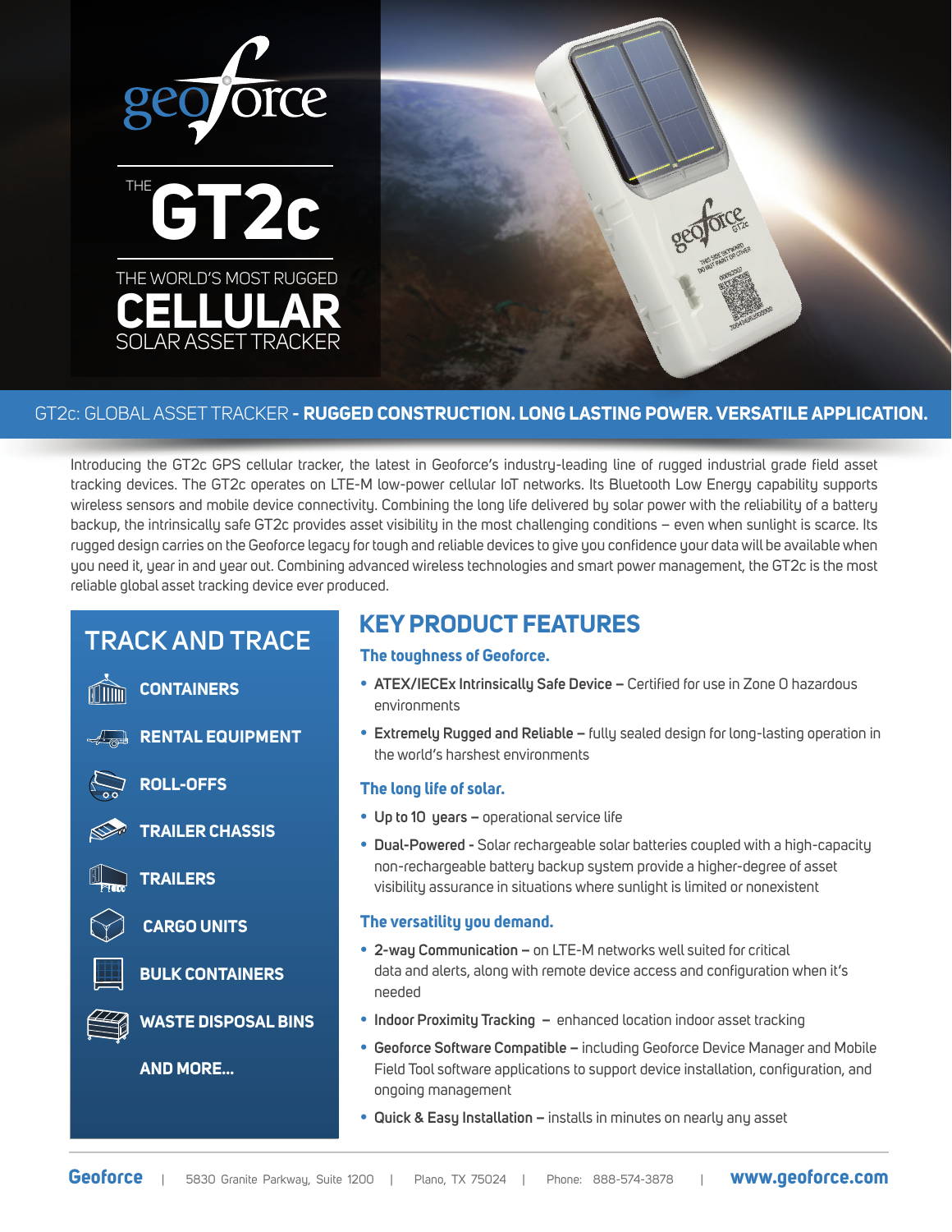# geoforce

## THE GT2c

THE WORLD'S MOST RUGGED **CELLULAR** SOLAR ASSET TRACKER

GT2c: GLOBAL ASSET TRACKER - **RUGGED CONSTRUCTION. LONG LASTING POWER. VERSATILE APPLICATION.**

Introducing the GT2c GPS cellular tracker, the latest in Geoforce's industry-leading line of rugged industrial grade field asset tracking devices. The GT2c operates on LTE-M low-power cellular IoT networks. Its Bluetooth Low Energy capability supports wireless sensors and mobile device connectivity. Combining the long life delivered by solar power with the reliability of a battery backup, the intrinsically safe GT2c provides asset visibility in the most challenging conditions – even when sunlight is scarce. Its rugged design carries on the Geoforce legacy for tough and reliable devices to give you confidence your data will be available when you need it, year in and year out. Combining advanced wireless technologies and smart power management, the GT2c is the most reliable global asset tracking device ever produced.

## TRACK AND TRACE

- CONTAINERS
- RENTAL EQUIPMENT
- ROLL-OFFS
- TRAILER CHASSIS
- TRAILERS
- CARGO UNITS
- BULK CONTAINERS
- WASTE DISPOSAL BINS
- AND MORE...

## KEY PRODUCT FEATURES

### The toughness of Geoforce.

- **ATEX/IECEx Intrinsically Safe Device –** Certified for use in Zone 0 hazardous environments
- **Extremely Rugged and Reliable –** fully sealed design for long-lasting operation in the world's harshest environments

### The long life of solar.

- **Up to 10 years –** operational service life
- **Dual-Powered -** Solar rechargeable solar batteries coupled with a high-capacity non-rechargeable battery backup system provide a higher-degree of asset visibility assurance in situations where sunlight is limited or nonexistent

### The versatility you demand.

- **2-way Communication –** on LTE-M networks well suited for critical data and alerts, along with remote device access and configuration when it's needed
- **Indoor Proximity Tracking –** enhanced location indoor asset tracking
- **Geoforce Software Compatible –** including Geoforce Device Manager and Mobile Field Tool software applications to support device installation, configuration, and ongoing management
- **Quick & Easy Installation –** installs in minutes on nearly any asset

**Geoforce** | 5830 Granite Parkway, Suite 1200 | Plano, TX 75024 | Phone: 888-574-3878 | **www.geoforce.com**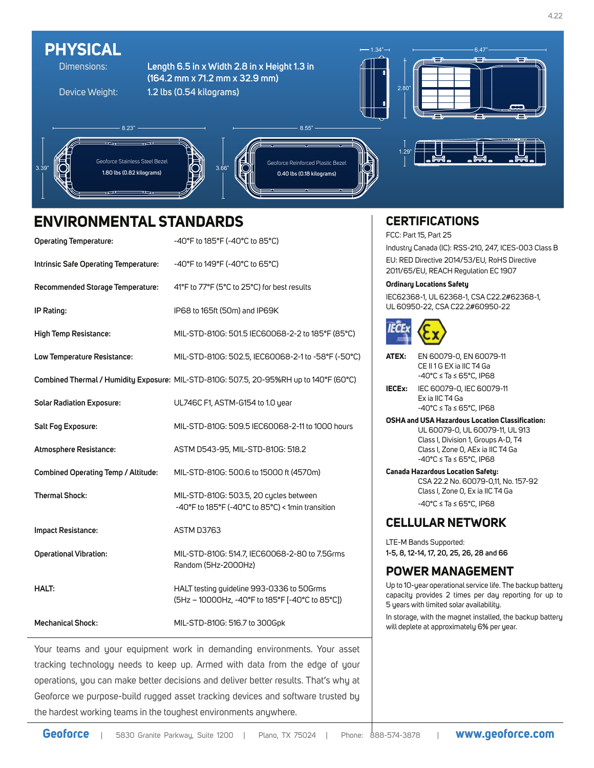## PHYSICAL

| | |
|---|---|
| Dimensions: | **Length 6.5 in x Width 2.8 in x Height 1.3 in (164.2 mm x 71.2 mm x 32.9 mm)** |
| Device Weight: | **1.2 lbs (0.54 kilograms)** |

1.34"
6.47"
2.80"
1.29"

8.23"
3.39"
Geoforce Stainless Steel Bezel
**1.80 lbs (0.82 kilograms)**

8.55"
3.66"
Geoforce Reinforced Plastic Bezel
**0.40 lbs (0.18 kilograms)**

## ENVIRONMENTAL STANDARDS

| | |
|---|---|
| **Operating Temperature:** | -40°F to 185°F (-40°C to 85°C) |
| **Intrinsic Safe Operating Temperature:** | -40°F to 149°F (-40°C to 65°C) |
| **Recommended Storage Temperature:** | 41°F to 77°F (5°C to 25°C) for best results |
| **IP Rating:** | IP68 to 165ft (50m) and IP69K |
| **High Temp Resistance:** | MIL-STD-810G: 501.5 IEC60068-2-2 to 185°F (85°C) |
| **Low Temperature Resistance:** | MIL-STD-810G: 502.5, IEC60068-2-1 to -58°F (-50°C) |
| **Combined Thermal / Humidity Exposure:** | MIL-STD-810G: 507.5, 20-95%RH up to 140°F (60°C) |
| **Solar Radiation Exposure:** | UL746C F1, ASTM-G154 to 1.0 year |
| **Salt Fog Exposure:** | MIL-STD-810G: 509.5 IEC60068-2-11 to 1000 hours |
| **Atmosphere Resistance:** | ASTM D543-95, MIL-STD-810G: 518.2 |
| **Combined Operating Temp / Altitude:** | MIL-STD-810G: 500.6 to 15000 ft (4570m) |
| **Thermal Shock:** | MIL-STD-810G: 503.5, 20 cycles between -40°F to 185°F (-40°C to 85°C) < 1min transition |
| **Impact Resistance:** | ASTM D3763 |
| **Operational Vibration:** | MIL-STD-810G: 514.7, IEC60068-2-80 to 7.5Grms Random (5Hz-2000Hz) |
| **HALT:** | HALT testing guideline 993-0336 to 50Grms (5Hz – 10000Hz, -40°F to 185°F [-40°C to 85°C]) |
| **Mechanical Shock:** | MIL-STD-810G: 516.7 to 300Gpk |

Your teams and your equipment work in demanding environments. Your asset tracking technology needs to keep up. Armed with data from the edge of your operations, you can make better decisions and deliver better results. That's why at Geoforce we purpose-build rugged asset tracking devices and software trusted by the hardest working teams in the toughest environments anywhere.

## CERTIFICATIONS

FCC: Part 15, Part 25

Industry Canada (IC): RSS-210, 247, ICES-003 Class B

EU: RED Directive 2014/53/EU, RoHS Directive 2011/65/EU, REACH Regulation EC 1907

**Ordinary Locations Safety**

IEC62368-1, UL 62368-1, CSA C22.2#62368-1, UL 60950-22, CSA C22.2#60950-22

**ATEX:** EN 60079-0, EN 60079-11
CE II 1 G EX ia IIC T4 Ga
-40°C ≤ Ta ≤ 65°C, IP68

**IECEx:** IEC 60079-0, IEC 60079-11
Ex ia IIC T4 Ga
-40°C ≤ Ta ≤ 65°C, IP68

**OSHA and USA Hazardous Location Classification:**
UL 60079-0, UL 60079-11, UL 913
Class I, Division 1, Groups A-D, T4
Class I, Zone 0, AEx ia IIC T4 Ga
-40°C ≤ Ta ≤ 65°C, IP68

**Canada Hazardous Location Safety:**
CSA 22.2 No. 60079-0,11, No. 157-92
Class I, Zone 0, Ex ia IIC T4 Ga
-40°C ≤ Ta ≤ 65°C, IP68

## CELLULAR NETWORK

LTE-M Bands Supported:
**1-5, 8, 12-14, 17, 20, 25, 26, 28 and 66**

## POWER MANAGEMENT

Up to 10-year operational service life. The backup battery capacity provides 2 times per day reporting for up to 5 years with limited solar availability.

In storage, with the magnet installed, the backup battery will deplete at approximately 6% per year.

**Geoforce** | 5830 Granite Parkway, Suite 1200 | Plano, TX 75024 | Phone: 888-574-3878 | **www.geoforce.com**